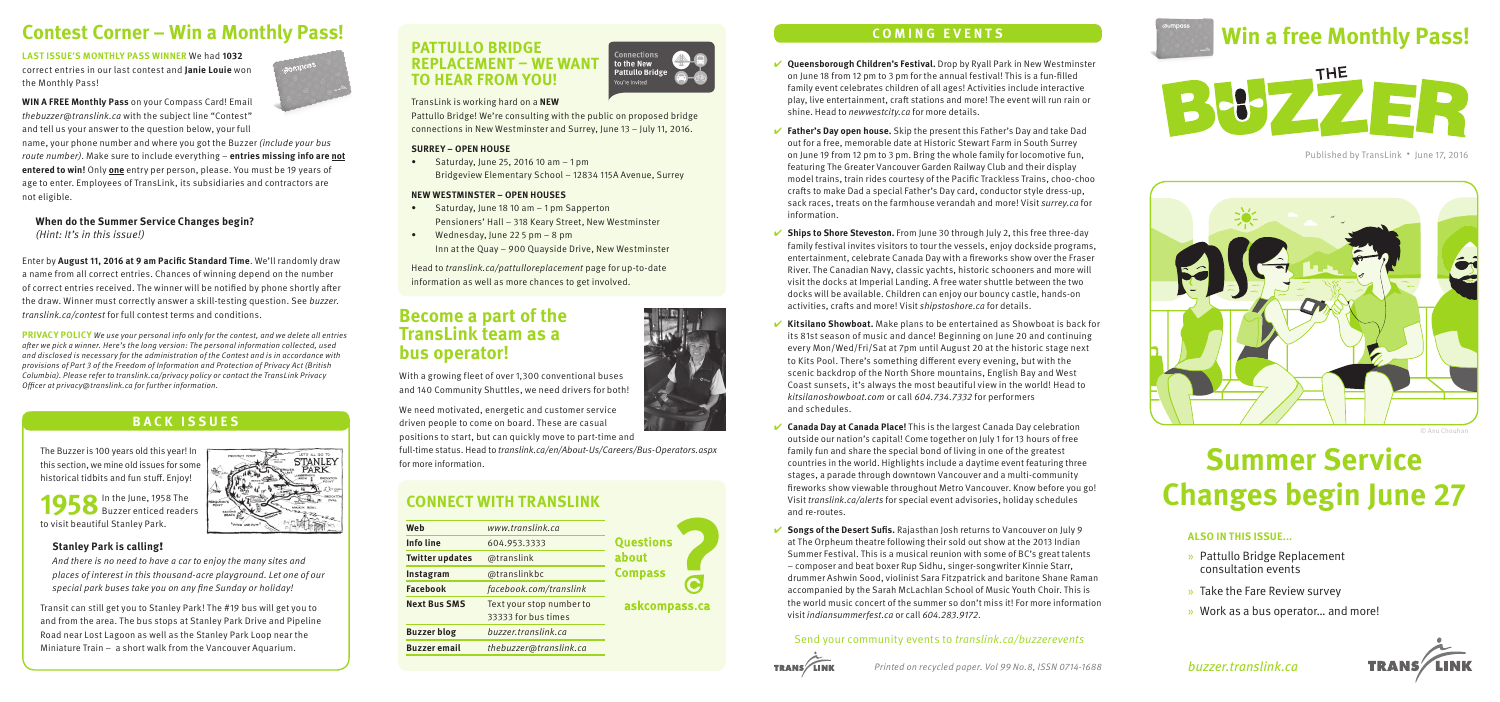## Contest Corner – Win a Monthly Pass!

**LAST ISSUE'S MONTHLY PASS WINNER** We had **1032** correct entries in our last contest and **Janie Louie** won the Monthly Pass!

**WIN A FREE Monthly Pass** on your Compass Card! Email *thebuzzer@translink.ca* with the subject line "Contest" and tell us your answer to the question below, your full name, your phone number and where you got the Buzzer *(include your bus route number)*. Make sure to include everything – **entries missing info are not entered to win!** Only **one** entry per person, please. You must be 19 years of age to enter. Employees of TransLink, its subsidiaries and contractors are not eligible.

**When do the Summer Service Changes begin?**
*(Hint: It's in this issue!)*

Enter by **August 11, 2016 at 9 am Pacific Standard Time**. We'll randomly draw a name from all correct entries. Chances of winning depend on the number of correct entries received. The winner will be notified by phone shortly after the draw. Winner must correctly answer a skill-testing question. See *buzzer.translink.ca/contest* for full contest terms and conditions.

**PRIVACY POLICY** *We use your personal info only for the contest, and we delete all entries after we pick a winner. Here's the long version: The personal information collected, used and disclosed is necessary for the administration of the Contest and is in accordance with provisions of Part 3 of the Freedom of Information and Protection of Privacy Act (British Columbia). Please refer to translink.ca/privacy policy or contact the TransLink Privacy Officer at privacy@translink.ca for further information.*

## BACK ISSUES

The Buzzer is 100 years old this year! In this section, we mine old issues for some historical tidbits and fun stuff. Enjoy!

**1958** In the June, 1958 The Buzzer enticed readers to visit beautiful Stanley Park.

**Stanley Park is calling!**

*And there is no need to have a car to enjoy the many sites and places of interest in this thousand-acre playground. Let one of our special park buses take you on any fine Sunday or holiday!*

Transit can still get you to Stanley Park! The #19 bus will get you to and from the area. The bus stops at Stanley Park Drive and Pipeline Road near Lost Lagoon as well as the Stanley Park Loop near the Miniature Train – a short walk from the Vancouver Aquarium.

## PATTULLO BRIDGE REPLACEMENT – WE WANT TO HEAR FROM YOU!

Connections to the New Pattullo Bridge — You're Invited

TransLink is working hard on a **NEW** Pattullo Bridge! We're consulting with the public on proposed bridge connections in New Westminster and Surrey, June 13 – July 11, 2016.

**SURREY – OPEN HOUSE**

- Saturday, June 25, 2016 10 am – 1 pm
  Bridgeview Elementary School – 12834 115A Avenue, Surrey

**NEW WESTMINSTER – OPEN HOUSES**

- Saturday, June 18 10 am – 1 pm Sapperton Pensioners' Hall – 318 Keary Street, New Westminster
- Wednesday, June 22 5 pm – 8 pm
  Inn at the Quay – 900 Quayside Drive, New Westminster

Head to *translink.ca/pattulloreplacement* page for up-to-date information as well as more chances to get involved.

## Become a part of the TransLink team as a bus operator!

With a growing fleet of over 1,300 conventional buses and 140 Community Shuttles, we need drivers for both!

We need motivated, energetic and customer service driven people to come on board. These are casual positions to start, but can quickly move to part-time and full-time status. Head to *translink.ca/en/About-Us/Careers/Bus-Operators.aspx* for more information.

## CONNECT WITH TRANSLINK

| | |
|---|---|
| **Web** | *www.translink.ca* |
| **Info line** | 604.953.3333 |
| **Twitter updates** | @translink |
| **Instagram** | @translinkbc |
| **Facebook** | *facebook.com/translink* |
| **Next Bus SMS** | Text your stop number to 33333 for bus times |
| **Buzzer blog** | *buzzer.translink.ca* |
| **Buzzer email** | *thebuzzer@translink.ca* |

Questions about Compass? **askcompass.ca**

## COMING EVENTS

- **Queensborough Children's Festival.** Drop by Ryall Park in New Westminster on June 18 from 12 pm to 3 pm for the annual festival! This is a fun-filled family event celebrates children of all ages! Activities include interactive play, live entertainment, craft stations and more! The event will run rain or shine. Head to *newwestcity.ca* for more details.
- **Father's Day open house.** Skip the present this Father's Day and take Dad out for a free, memorable date at Historic Stewart Farm in South Surrey on June 19 from 12 pm to 3 pm. Bring the whole family for locomotive fun, featuring The Greater Vancouver Garden Railway Club and their display model trains, train rides courtesy of the Pacific Trackless Trains, choo-choo crafts to make Dad a special Father's Day card, conductor style dress-up, sack races, treats on the farmhouse verandah and more! Visit *surrey.ca* for information.
- **Ships to Shore Steveston.** From June 30 through July 2, this free three-day family festival invites visitors to tour the vessels, enjoy dockside programs, entertainment, celebrate Canada Day with a fireworks show over the Fraser River. The Canadian Navy, classic yachts, historic schooners and more will visit the docks at Imperial Landing. A free water shuttle between the two docks will be available. Children can enjoy our bouncy castle, hands-on activities, crafts and more! Visit *shipstoshore.ca* for details.
- **Kitsilano Showboat.** Make plans to be entertained as Showboat is back for its 81st season of music and dance! Beginning on June 20 and continuing every Mon/Wed/Fri/Sat at 7pm until August 20 at the historic stage next to Kits Pool. There's something different every evening, but with the scenic backdrop of the North Shore mountains, English Bay and West Coast sunsets, it's always the most beautiful view in the world! Head to *kitsilanoshowboat.com* or call *604.734.7332* for performers and schedules.
- **Canada Day at Canada Place!** This is the largest Canada Day celebration outside our nation's capital! Come together on July 1 for 13 hours of free family fun and share the special bond of living in one of the greatest countries in the world. Highlights include a daytime event featuring three stages, a parade through downtown Vancouver and a multi-community fireworks show viewable throughout Metro Vancouver. Know before you go! Visit *translink.ca/alerts* for special event advisories, holiday schedules and re-routes.
- **Songs of the Desert Sufis.** Rajasthan Josh returns to Vancouver on July 9 at The Orpheum theatre following their sold out show at the 2013 Indian Summer Festival. This is a musical reunion with some of BC's great talents – composer and beat boxer Rup Sidhu, singer-songwriter Kinnie Starr, drummer Ashwin Sood, violinist Sara Fitzpatrick and baritone Shane Raman accompanied by the Sarah McLachlan School of Music Youth Choir. This is the world music concert of the summer so don't miss it! For more information visit *indiansummerfest.ca* or call *604.283.9172*.

Send your community events to *translink.ca/buzzerevents*

*Printed on recycled paper. Vol 99 No.8, ISSN 0714-1688*

# Win a free Monthly Pass!

# THE BUZZER

Published by TransLink • June 17, 2016

© Anu Chouhan

# Summer Service Changes begin June 27

**ALSO IN THIS ISSUE...**

- » Pattullo Bridge Replacement consultation events
- » Take the Fare Review survey
- » Work as a bus operator... and more!

*buzzer.translink.ca*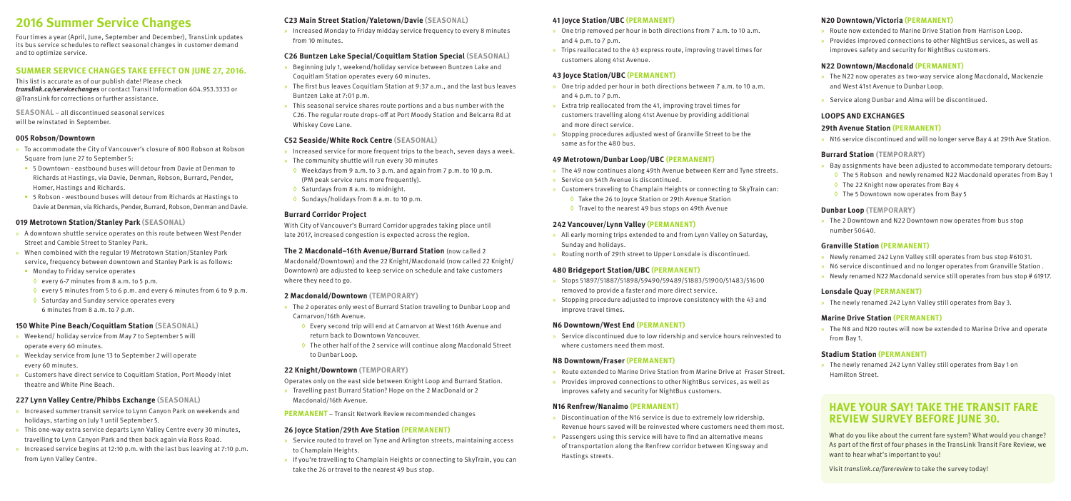# 2016 Summer Service Changes

Four times a year (April, June, September and December), TransLink updates its bus service schedules to reflect seasonal changes in customer demand and to optimize service.

## SUMMER SERVICE CHANGES TAKE EFFECT ON JUNE 27, 2016.

This list is accurate as of our publish date! Please check ***translink.ca/servicechanges*** or contact Transit Information 604.953.3333 or @TransLink for corrections or further assistance.

**SEASONAL** – all discontinued seasonal services will be reinstated in September.

### 005 Robson/Downtown

- To accommodate the City of Vancouver's closure of 800 Robson at Robson Square from June 27 to September 5:
  - 5 Downtown - eastbound buses will detour from Davie at Denman to Richards at Hastings, via Davie, Denman, Robson, Burrard, Pender, Homer, Hastings and Richards.
  - 5 Robson - westbound buses will detour from Richards at Hastings to Davie at Denman, via Richards, Pender, Burrard, Robson, Denman and Davie.

### 019 Metrotown Station/Stanley Park (SEASONAL)

- A downtown shuttle service operates on this route between West Pender Street and Cambie Street to Stanley Park.
- When combined with the regular 19 Metrotown Station/Stanley Park service, frequency between downtown and Stanley Park is as follows:
  - Monday to Friday service operates
    - every 6-7 minutes from 8 a.m. to 5 p.m.
    - every 5 minutes from 5 to 6 p.m. and every 6 minutes from 6 to 9 p.m.
    - Saturday and Sunday service operates every 6 minutes from 8 a.m. to 7 p.m.

### 150 White Pine Beach/Coquitlam Station (SEASONAL)

- Weekend/ holiday service from May 7 to September 5 will operate every 60 minutes.
- Weekday service from June 13 to September 2 will operate every 60 minutes.
- Customers have direct service to Coquitlam Station, Port Moody Inlet theatre and White Pine Beach.

### 227 Lynn Valley Centre/Phibbs Exchange (SEASONAL)

- Increased summer transit service to Lynn Canyon Park on weekends and holidays, starting on July 1 until September 5.
- This one-way extra service departs Lynn Valley Centre every 30 minutes, travelling to Lynn Canyon Park and then back again via Ross Road.
- Increased service begins at 12:10 p.m. with the last bus leaving at 7:10 p.m. from Lynn Valley Centre.

### C23 Main Street Station/Yaletown/Davie (SEASONAL)

- Increased Monday to Friday midday service frequency to every 8 minutes from 10 minutes.

### C26 Buntzen Lake Special/Coquitlam Station Special (SEASONAL)

- Beginning July 1, weekend/holiday service between Buntzen Lake and Coquitlam Station operates every 60 minutes.
- The first bus leaves Coquitlam Station at 9:37 a.m., and the last bus leaves Buntzen Lake at 7:01 p.m.
- This seasonal service shares route portions and a bus number with the C26. The regular route drops-off at Port Moody Station and Belcarra Rd at Whiskey Cove Lane.

### C52 Seaside/White Rock Centre (SEASONAL)

- Increased service for more frequent trips to the beach, seven days a week.
- The community shuttle will run every 30 minutes
  - Weekdays from 9 a.m. to 3 p.m. and again from 7 p.m. to 10 p.m. (PM peak service runs more frequently).
  - Saturdays from 8 a.m. to midnight.
  - Sundays/holidays from 8 a.m. to 10 p.m.

### Burrard Corridor Project

With City of Vancouver's Burrard Corridor upgrades taking place until late 2017, increased congestion is expected across the region.

**The 2 Macdonald–16th Avenue/Burrard Station** (now called 2 Macdonald/Downtown) and the 22 Knight/Macdonald (now called 22 Knight/Downtown) are adjusted to keep service on schedule and take customers where they need to go.

### 2 Macdonald/Downtown (TEMPORARY)

- The 2 operates only west of Burrard Station traveling to Dunbar Loop and Carnarvon/16th Avenue.
  - Every second trip will end at Carnarvon at West 16th Avenue and return back to Downtown Vancouver.
  - The other half of the 2 service will continue along Macdonald Street to Dunbar Loop.

### 22 Knight/Downtown (TEMPORARY)

Operates only on the east side between Knight Loop and Burrard Station.

- Travelling past Burrard Station? Hope on the 2 MacDonald or 2 Macdonald/16th Avenue.

**PERMANENT** – Transit Network Review recommended changes

### 26 Joyce Station/29th Ave Station (PERMANENT)

- Service routed to travel on Tyne and Arlington streets, maintaining access to Champlain Heights.
- If you're travelling to Champlain Heights or connecting to SkyTrain, you can take the 26 or travel to the nearest 49 bus stop.

### 41 Joyce Station/UBC (PERMANENT)

- One trip removed per hour in both directions from 7 a.m. to 10 a.m. and 4 p.m. to 7 p.m.
- Trips reallocated to the 43 express route, improving travel times for customers along 41st Avenue.

### 43 Joyce Station/UBC (PERMANENT)

- One trip added per hour in both directions between 7 a.m. to 10 a.m. and 4 p.m. to 7 p.m.
- Extra trip reallocated from the 41, improving travel times for customers travelling along 41st Avenue by providing additional and more direct service.
- Stopping procedures adjusted west of Granville Street to be the same as for the 480 bus.

### 49 Metrotown/Dunbar Loop/UBC (PERMANENT)

- The 49 now continues along 49th Avenue between Kerr and Tyne streets.
- Service on 54th Avenue is discontinued.
- Customers traveling to Champlain Heights or connecting to SkyTrain can:
  - Take the 26 to Joyce Station or 29th Avenue Station
  - Travel to the nearest 49 bus stops on 49th Avenue

### 242 Vancouver/Lynn Valley (PERMANENT)

- All early morning trips extended to and from Lynn Valley on Saturday, Sunday and holidays.
- Routing north of 29th street to Upper Lonsdale is discontinued.

### 480 Bridgeport Station/UBC (PERMANENT)

- Stops 51897/51887/51898/59490/59489/51883/51900/51483/51600 removed to provide a faster and more direct service.
- Stopping procedure adjusted to improve consistency with the 43 and improve travel times.

### N6 Downtown/West End (PERMANENT)

- Service discontinued due to low ridership and service hours reinvested to where customers need them most.

### N8 Downtown/Fraser (PERMANENT)

- Route extended to Marine Drive Station from Marine Drive at Fraser Street.
- Provides improved connections to other NightBus services, as well as improves safety and security for NightBus customers.

### N16 Renfrew/Nanaimo (PERMANENT)

- Discontinuation of the N16 service is due to extremely low ridership. Revenue hours saved will be reinvested where customers need them most.
- Passengers using this service will have to find an alternative means of transportation along the Renfrew corridor between Kingsway and Hastings streets.

### N20 Downtown/Victoria (PERMANENT)

- Route now extended to Marine Drive Station from Harrison Loop.
- Provides improved connections to other NightBus services, as well as improves safety and security for NightBus customers.

### N22 Downtown/Macdonald (PERMANENT)

- The N22 now operates as two-way service along Macdonald, Mackenzie and West 41st Avenue to Dunbar Loop.
- Service along Dunbar and Alma will be discontinued.

## LOOPS AND EXCHANGES

### 29th Avenue Station (PERMANENT)

- N16 service discontinued and will no longer serve Bay 4 at 29th Ave Station.

### Burrard Station (TEMPORARY)

- Bay assignments have been adjusted to accommodate temporary detours:
  - The 5 Robson and newly renamed N22 Macdonald operates from Bay 1
  - The 22 Knight now operates from Bay 4
  - The 5 Downtown now operates from Bay 5

### Dunbar Loop (TEMPORARY)

- The 2 Downtown and N22 Downtown now operates from bus stop number 50640.

### Granville Station (PERMANENT)

- Newly renamed 242 Lynn Valley still operates from bus stop #61031.
- N6 service discontinued and no longer operates from Granville Station .
- Newly renamed N22 Macdonald service still operates from bus stop # 61917.

### Lonsdale Quay (PERMANENT)

- The newly renamed 242 Lynn Valley still operates from Bay 3.

### Marine Drive Station (PERMANENT)

- The N8 and N20 routes will now be extended to Marine Drive and operate from Bay 1.

### Stadium Station (PERMANENT)

- The newly renamed 242 Lynn Valley still operates from Bay 1 on Hamilton Street.

## HAVE YOUR SAY! TAKE THE TRANSIT FARE REVIEW SURVEY BEFORE JUNE 30.

What do you like about the current fare system? What would you change? As part of the first of four phases in the TransLink Transit Fare Review, we want to hear what's important to you!

Visit *translink.ca/farereview* to take the survey today!